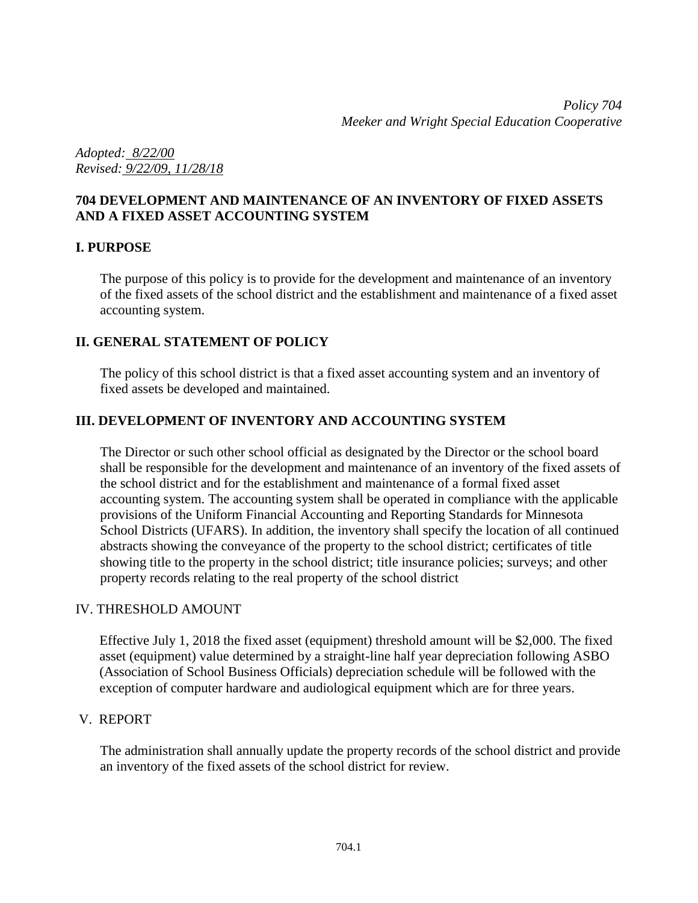*Policy 704*
*Meeker and Wright Special Education Cooperative*

*Adopted: 8/22/00*
*Revised: 9/22/09, 11/28/18*

# 704 DEVELOPMENT AND MAINTENANCE OF AN INVENTORY OF FIXED ASSETS AND A FIXED ASSET ACCOUNTING SYSTEM

## I. PURPOSE

The purpose of this policy is to provide for the development and maintenance of an inventory of the fixed assets of the school district and the establishment and maintenance of a fixed asset accounting system.

## II. GENERAL STATEMENT OF POLICY

The policy of this school district is that a fixed asset accounting system and an inventory of fixed assets be developed and maintained.

## III. DEVELOPMENT OF INVENTORY AND ACCOUNTING SYSTEM

The Director or such other school official as designated by the Director or the school board shall be responsible for the development and maintenance of an inventory of the fixed assets of the school district and for the establishment and maintenance of a formal fixed asset accounting system. The accounting system shall be operated in compliance with the applicable provisions of the Uniform Financial Accounting and Reporting Standards for Minnesota School Districts (UFARS). In addition, the inventory shall specify the location of all continued abstracts showing the conveyance of the property to the school district; certificates of title showing title to the property in the school district; title insurance policies; surveys; and other property records relating to the real property of the school district

## IV. THRESHOLD AMOUNT

Effective July 1, 2018 the fixed asset (equipment) threshold amount will be $2,000. The fixed asset (equipment) value determined by a straight-line half year depreciation following ASBO (Association of School Business Officials) depreciation schedule will be followed with the exception of computer hardware and audiological equipment which are for three years.

## V. REPORT

The administration shall annually update the property records of the school district and provide an inventory of the fixed assets of the school district for review.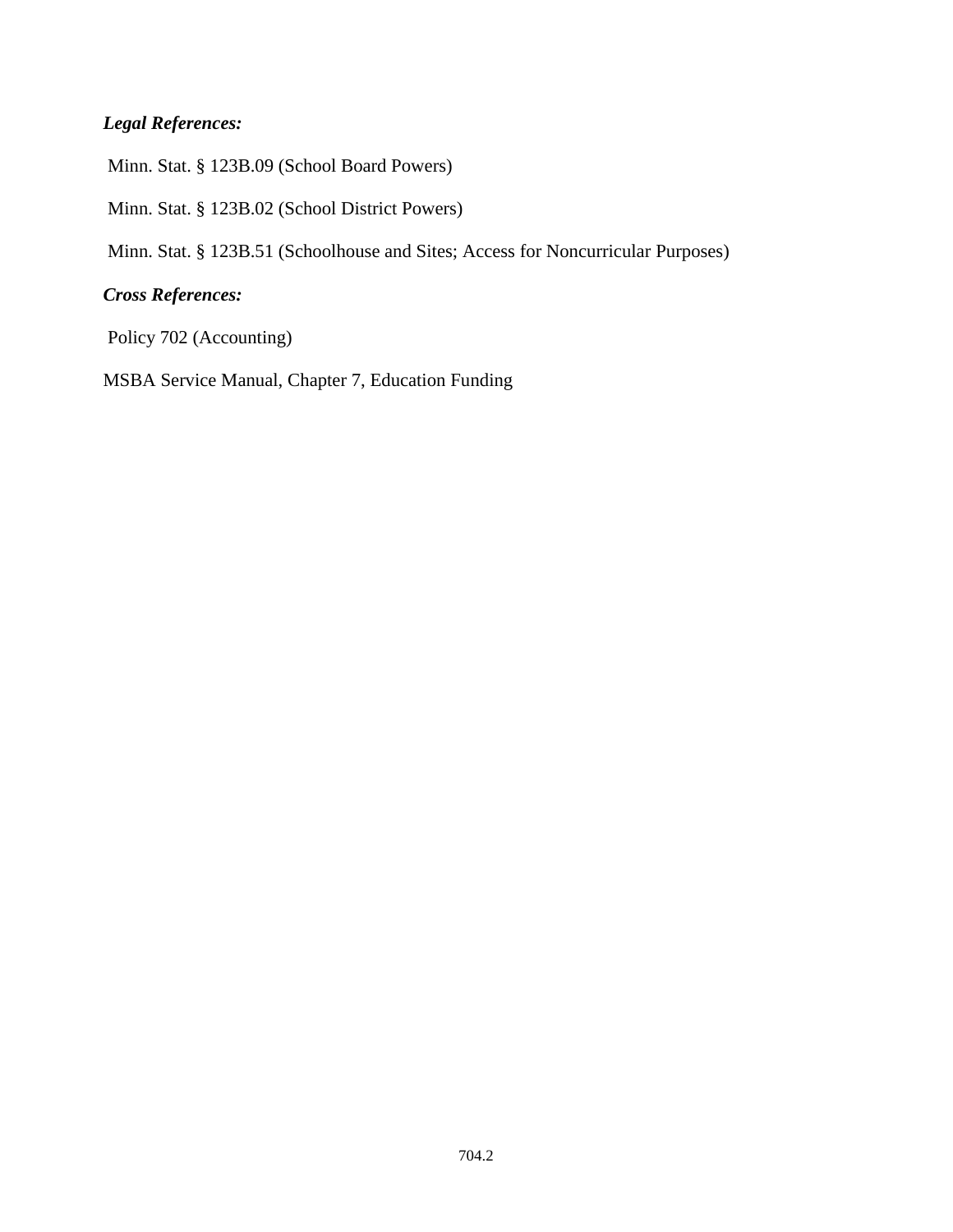***Legal References:***

Minn. Stat. § 123B.09 (School Board Powers)

Minn. Stat. § 123B.02 (School District Powers)

Minn. Stat. § 123B.51 (Schoolhouse and Sites; Access for Noncurricular Purposes)

***Cross References:***

Policy 702 (Accounting)

MSBA Service Manual, Chapter 7, Education Funding